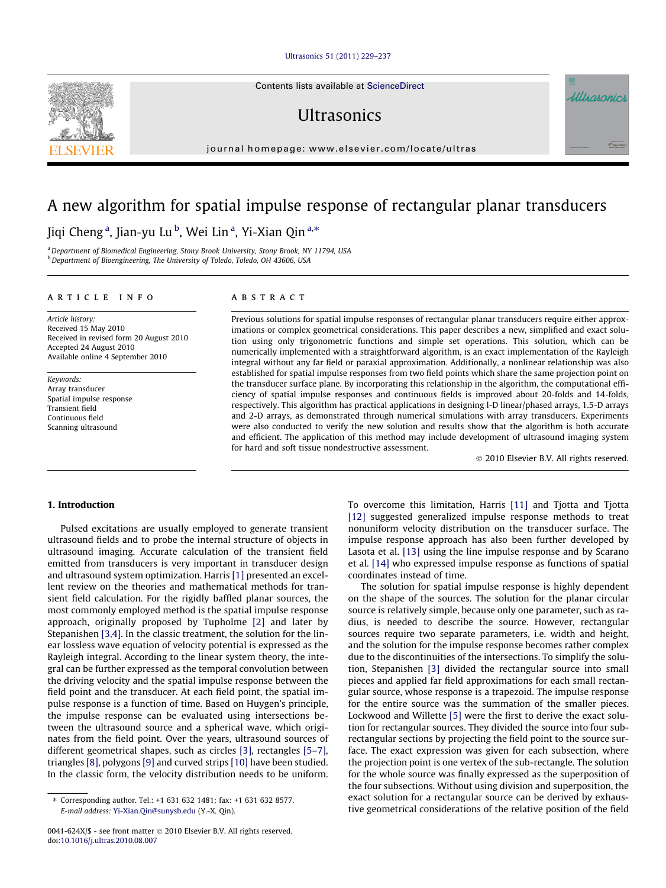# A new algorithm for spatial impulse response of rectangular planar transducers

Jiqi Cheng [a], Jian-yu Lu [b], Wei Lin [a], Yi-Xian Qin [a,*]

[a] Department of Biomedical Engineering, Stony Brook University, Stony Brook, NY 11794, USA
[b] Department of Bioengineering, The University of Toledo, Toledo, OH 43606, USA

## ARTICLE INFO

*Article history:*
Received 15 May 2010
Received in revised form 20 August 2010
Accepted 24 August 2010
Available online 4 September 2010

*Keywords:*
Array transducer
Spatial impulse response
Transient field
Continuous field
Scanning ultrasound

## ABSTRACT

Previous solutions for spatial impulse responses of rectangular planar transducers require either approximations or complex geometrical considerations. This paper describes a new, simplified and exact solution using only trigonometric functions and simple set operations. This solution, which can be numerically implemented with a straightforward algorithm, is an exact implementation of the Rayleigh integral without any far field or paraxial approximation. Additionally, a nonlinear relationship was also established for spatial impulse responses from two field points which share the same projection point on the transducer surface plane. By incorporating this relationship in the algorithm, the computational efficiency of spatial impulse responses and continuous fields is improved about 20-folds and 14-folds, respectively. This algorithm has practical applications in designing 1-D linear/phased arrays, 1.5-D arrays and 2-D arrays, as demonstrated through numerical simulations with array transducers. Experiments were also conducted to verify the new solution and results show that the algorithm is both accurate and efficient. The application of this method may include development of ultrasound imaging system for hard and soft tissue nondestructive assessment.

© 2010 Elsevier B.V. All rights reserved.

## 1. Introduction

Pulsed excitations are usually employed to generate transient ultrasound fields and to probe the internal structure of objects in ultrasound imaging. Accurate calculation of the transient field emitted from transducers is very important in transducer design and ultrasound system optimization. Harris [1] presented an excellent review on the theories and mathematical methods for transient field calculation. For the rigidly baffled planar sources, the most commonly employed method is the spatial impulse response approach, originally proposed by Tupholme [2] and later by Stepanishen [3,4]. In the classic treatment, the solution for the linear lossless wave equation of velocity potential is expressed as the Rayleigh integral. According to the linear system theory, the integral can be further expressed as the temporal convolution between the driving velocity and the spatial impulse response between the field point and the transducer. At each field point, the spatial impulse response is a function of time. Based on Huygen's principle, the impulse response can be evaluated using intersections between the ultrasound source and a spherical wave, which originates from the field point. Over the years, ultrasound sources of different geometrical shapes, such as circles [3], rectangles [5–7], triangles [8], polygons [9] and curved strips [10] have been studied. In the classic form, the velocity distribution needs to be uniform. To overcome this limitation, Harris [11] and Tjotta and Tjotta [12] suggested generalized impulse response methods to treat nonuniform velocity distribution on the transducer surface. The impulse response approach has also been further developed by Lasota et al. [13] using the line impulse response and by Scarano et al. [14] who expressed impulse response as functions of spatial coordinates instead of time.

The solution for spatial impulse response is highly dependent on the shape of the sources. The solution for the planar circular source is relatively simple, because only one parameter, such as radius, is needed to describe the source. However, rectangular sources require two separate parameters, i.e. width and height, and the solution for the impulse response becomes rather complex due to the discontinuities of the intersections. To simplify the solution, Stepanishen [3] divided the rectangular source into small pieces and applied far field approximations for each small rectangular source, whose response is a trapezoid. The impulse response for the entire source was the summation of the smaller pieces. Lockwood and Willette [5] were the first to derive the exact solution for rectangular sources. They divided the source into four subrectangular sections by projecting the field point to the source surface. The exact expression was given for each subsection, where the projection point is one vertex of the sub-rectangle. The solution for the whole source was finally expressed as the superposition of the four subsections. Without using division and superposition, the exact solution for a rectangular source can be derived by exhaustive geometrical considerations of the relative position of the field

* Corresponding author. Tel.: +1 631 632 1481; fax: +1 631 632 8577.
*E-mail address:* Yi-Xian.Qin@sunysb.edu (Y.-X. Qin).

0041-624X/$ - see front matter © 2010 Elsevier B.V. All rights reserved.
doi:10.1016/j.ultras.2010.08.007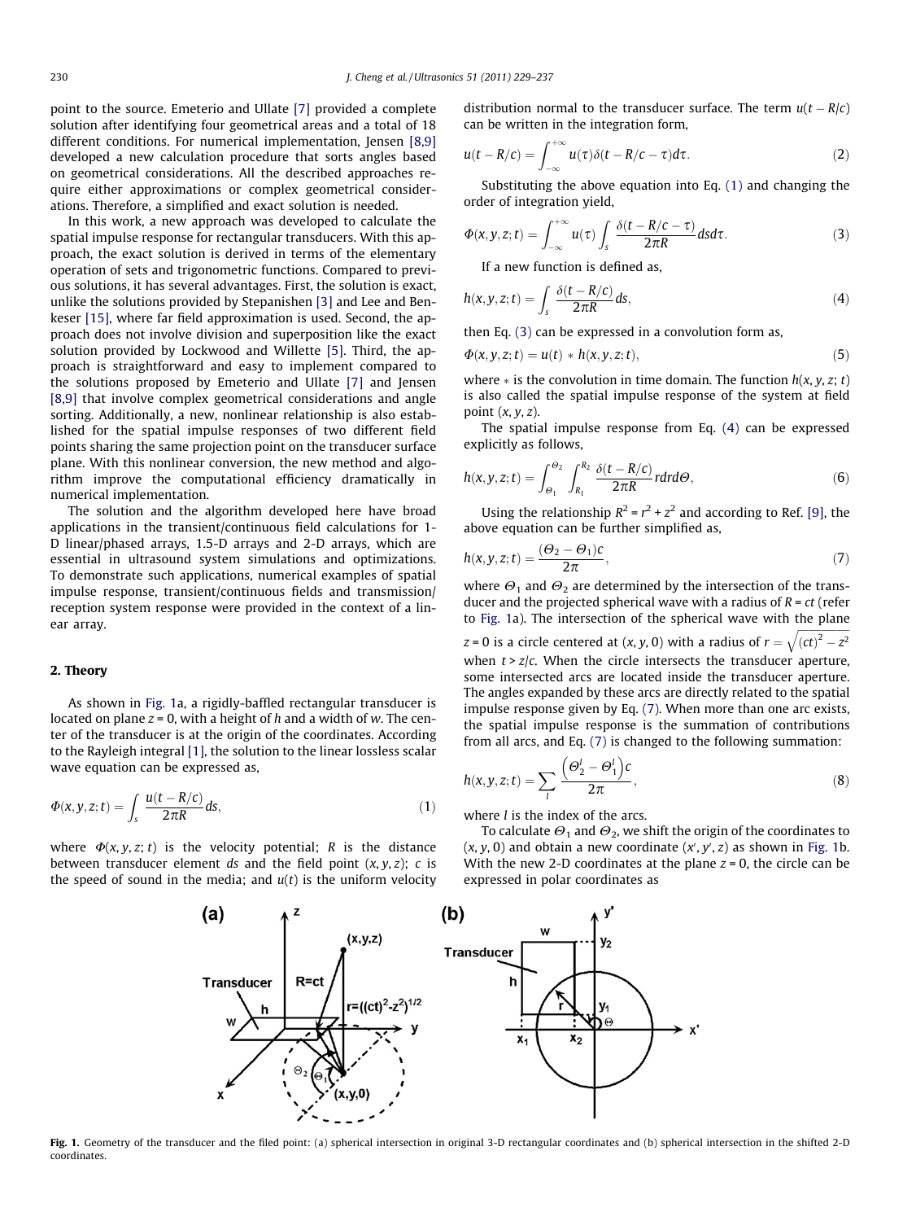point to the source. Emeterio and Ullate [7] provided a complete solution after identifying four geometrical areas and a total of 18 different conditions. For numerical implementation, Jensen [8,9] developed a new calculation procedure that sorts angles based on geometrical considerations. All the described approaches require either approximations or complex geometrical considerations. Therefore, a simplified and exact solution is needed.

In this work, a new approach was developed to calculate the spatial impulse response for rectangular transducers. With this approach, the exact solution is derived in terms of the elementary operation of sets and trigonometric functions. Compared to previous solutions, it has several advantages. First, the solution is exact, unlike the solutions provided by Stepanishen [3] and Lee and Benkeser [15], where far field approximation is used. Second, the approach does not involve division and superposition like the exact solution provided by Lockwood and Willette [5]. Third, the approach is straightforward and easy to implement compared to the solutions proposed by Emeterio and Ullate [7] and Jensen [8,9] that involve complex geometrical considerations and angle sorting. Additionally, a new, nonlinear relationship is also established for the spatial impulse responses of two different field points sharing the same projection point on the transducer surface plane. With this nonlinear conversion, the new method and algorithm improve the computational efficiency dramatically in numerical implementation.

The solution and the algorithm developed here have broad applications in the transient/continuous field calculations for 1-D linear/phased arrays, 1.5-D arrays and 2-D arrays, which are essential in ultrasound system simulations and optimizations. To demonstrate such applications, numerical examples of spatial impulse response, transient/continuous fields and transmission/reception system response were provided in the context of a linear array.

## 2. Theory

As shown in Fig. 1a, a rigidly-baffled rectangular transducer is located on plane $z = 0$, with a height of $h$ and a width of $w$. The center of the transducer is at the origin of the coordinates. According to the Rayleigh integral [1], the solution to the linear lossless scalar wave equation can be expressed as,

$$\Phi(x, y, z; t) = \int_s \frac{u(t - R/c)}{2\pi R} ds, \tag{1}$$

where $\Phi(x, y, z; t)$ is the velocity potential; $R$ is the distance between transducer element $ds$ and the field point $(x, y, z)$; $c$ is the speed of sound in the media; and $u(t)$ is the uniform velocity distribution normal to the transducer surface. The term $u(t - R/c)$ can be written in the integration form,

$$u(t - R/c) = \int_{-\infty}^{+\infty} u(\tau)\delta(t - R/c - \tau)d\tau. \tag{2}$$

Substituting the above equation into Eq. (1) and changing the order of integration yield,

$$\Phi(x, y, z; t) = \int_{-\infty}^{+\infty} u(\tau) \int_s \frac{\delta(t - R/c - \tau)}{2\pi R} ds d\tau. \tag{3}$$

If a new function is defined as,

$$h(x, y, z; t) = \int_s \frac{\delta(t - R/c)}{2\pi R} ds, \tag{4}$$

then Eq. (3) can be expressed in a convolution form as,

$$\Phi(x, y, z; t) = u(t) * h(x, y, z; t), \tag{5}$$

where $*$ is the convolution in time domain. The function $h(x, y, z; t)$ is also called the spatial impulse response of the system at field point $(x, y, z)$.

The spatial impulse response from Eq. (4) can be expressed explicitly as follows,

$$h(x, y, z; t) = \int_{\Theta_1}^{\Theta_2} \int_{R_1}^{R_2} \frac{\delta(t - R/c)}{2\pi R} r dr d\Theta, \tag{6}$$

Using the relationship $R^2 = r^2 + z^2$ and according to Ref. [9], the above equation can be further simplified as,

$$h(x, y, z; t) = \frac{(\Theta_2 - \Theta_1)c}{2\pi}, \tag{7}$$

where $\Theta_1$ and $\Theta_2$ are determined by the intersection of the transducer and the projected spherical wave with a radius of $R = ct$ (refer to Fig. 1a). The intersection of the spherical wave with the plane $z = 0$ is a circle centered at $(x, y, 0)$ with a radius of $r = \sqrt{(ct)^2 - z^2}$ when $t > z/c$. When the circle intersects the transducer aperture, some intersected arcs are located inside the transducer aperture. The angles expanded by these arcs are directly related to the spatial impulse response given by Eq. (7). When more than one arc exists, the spatial impulse response is the summation of contributions from all arcs, and Eq. (7) is changed to the following summation:

$$h(x, y, z; t) = \sum_l \frac{\left(\Theta_2^l - \Theta_1^l\right)c}{2\pi}, \tag{8}$$

where $l$ is the index of the arcs.

To calculate $\Theta_1$ and $\Theta_2$, we shift the origin of the coordinates to $(x, y, 0)$ and obtain a new coordinate $(x', y', z)$ as shown in Fig. 1b. With the new 2-D coordinates at the plane $z = 0$, the circle can be expressed in polar coordinates as

Fig. 1. Geometry of the transducer and the filed point: (a) spherical intersection in original 3-D rectangular coordinates and (b) spherical intersection in the shifted 2-D coordinates.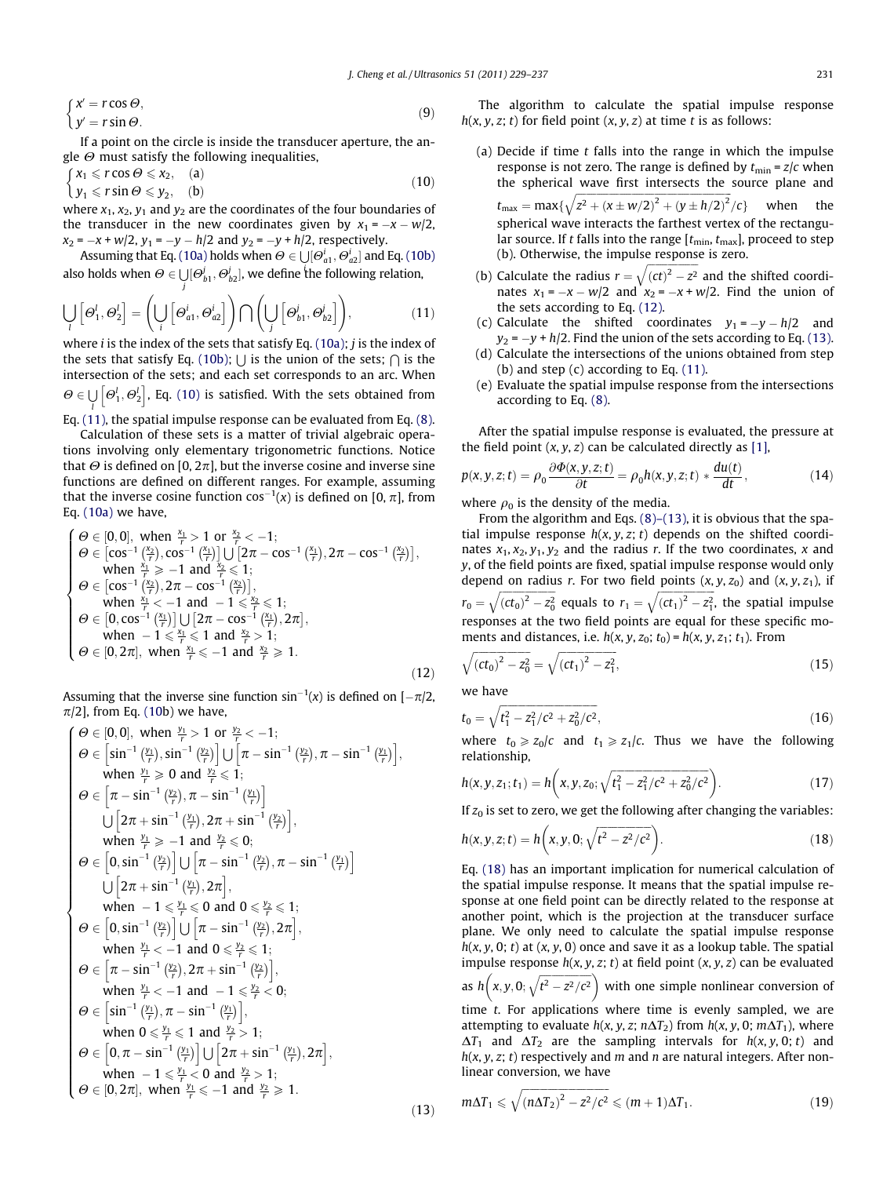$$
\begin{cases} x' = r\cos\Theta, \\ y' = r\sin\Theta. \end{cases} \tag{9}
$$

If a point on the circle is inside the transducer aperture, the angle $\Theta$ must satisfy the following inequalities,

$$
\begin{cases} x_1 \leqslant r\cos\Theta \leqslant x_2, & \text{(a)} \\ y_1 \leqslant r\sin\Theta \leqslant y_2, & \text{(b)} \end{cases} \tag{10}
$$

where $x_1, x_2, y_1$ and $y_2$ are the coordinates of the four boundaries of the transducer in the new coordinates given by $x_1 = -x - w/2$, $x_2 = -x + w/2$, $y_1 = -y - h/2$ and $y_2 = -y + h/2$, respectively.

Assuming that Eq. (10a) holds when $\Theta \in \bigcup_i [\Theta^i_{a1}, \Theta^i_{a2}]$ and Eq. (10b) also holds when $\Theta \in \bigcup_j [\Theta^j_{b1}, \Theta^j_{b2}]$, we define the following relation,

$$
\bigcup_l \left[\Theta^l_1, \Theta^l_2\right] = \left(\bigcup_i \left[\Theta^i_{a1}, \Theta^i_{a2}\right]\right) \bigcap \left(\bigcup_j \left[\Theta^j_{b1}, \Theta^j_{b2}\right]\right), \tag{11}
$$

where $i$ is the index of the sets that satisfy Eq. (10a); $j$ is the index of the sets that satisfy Eq. (10b); $\bigcup$ is the union of the sets; $\bigcap$ is the intersection of the sets; and each set corresponds to an arc. When $\Theta \in \bigcup_l \left[\Theta^l_1, \Theta^l_2\right]$, Eq. (10) is satisfied. With the sets obtained from Eq. (11), the spatial impulse response can be evaluated from Eq. (8).

Calculation of these sets is a matter of trivial algebraic operations involving only elementary trigonometric functions. Notice that $\Theta$ is defined on $[0, 2\pi]$, but the inverse cosine and inverse sine functions are defined on different ranges. For example, assuming that the inverse cosine function $\cos^{-1}(x)$ is defined on $[0, \pi]$, from Eq. (10a) we have,

$$
\begin{cases}
\Theta \in [0, 0], \text{ when } \frac{x_1}{r} > 1 \text{ or } \frac{x_2}{r} < -1; \\
\Theta \in \left[\cos^{-1}\left(\frac{x_2}{r}\right), \cos^{-1}\left(\frac{x_1}{r}\right)\right] \bigcup \left[2\pi - \cos^{-1}\left(\frac{x_1}{r}\right), 2\pi - \cos^{-1}\left(\frac{x_2}{r}\right)\right], \\
\quad \text{when } \frac{x_1}{r} \geqslant -1 \text{ and } \frac{x_2}{r} \leqslant 1; \\
\Theta \in \left[\cos^{-1}\left(\frac{x_2}{r}\right), 2\pi - \cos^{-1}\left(\frac{x_2}{r}\right)\right], \\
\quad \text{when } \frac{x_1}{r} < -1 \text{ and } -1 \leqslant \frac{x_2}{r} \leqslant 1; \\
\Theta \in \left[0, \cos^{-1}\left(\frac{x_1}{r}\right)\right] \bigcup \left[2\pi - \cos^{-1}\left(\frac{x_1}{r}\right), 2\pi\right], \\
\quad \text{when } -1 \leqslant \frac{x_1}{r} \leqslant 1 \text{ and } \frac{x_2}{r} > 1; \\
\Theta \in [0, 2\pi], \text{ when } \frac{x_1}{r} \leqslant -1 \text{ and } \frac{x_2}{r} \geqslant 1.
\end{cases} \tag{12}
$$

Assuming that the inverse sine function $\sin^{-1}(x)$ is defined on $[-\pi/2, \pi/2]$, from Eq. (10b) we have,

$$
\begin{cases}
\Theta \in [0, 0], \text{ when } \frac{y_1}{r} > 1 \text{ or } \frac{y_2}{r} < -1; \\
\Theta \in \left[\sin^{-1}\left(\frac{y_1}{r}\right), \sin^{-1}\left(\frac{y_2}{r}\right)\right] \bigcup \left[\pi - \sin^{-1}\left(\frac{y_2}{r}\right), \pi - \sin^{-1}\left(\frac{y_1}{r}\right)\right], \\
\quad \text{when } \frac{y_1}{r} \geqslant 0 \text{ and } \frac{y_2}{r} \leqslant 1; \\
\Theta \in \left[\pi - \sin^{-1}\left(\frac{y_2}{r}\right), \pi - \sin^{-1}\left(\frac{y_1}{r}\right)\right] \\
\quad \bigcup \left[2\pi + \sin^{-1}\left(\frac{y_1}{r}\right), 2\pi + \sin^{-1}\left(\frac{y_2}{r}\right)\right], \\
\quad \text{when } \frac{y_1}{r} \geqslant -1 \text{ and } \frac{y_2}{r} \leqslant 0; \\
\Theta \in \left[0, \sin^{-1}\left(\frac{y_2}{r}\right)\right] \bigcup \left[\pi - \sin^{-1}\left(\frac{y_2}{r}\right), \pi - \sin^{-1}\left(\frac{y_1}{r}\right)\right] \\
\quad \bigcup \left[2\pi + \sin^{-1}\left(\frac{y_1}{r}\right), 2\pi\right], \\
\quad \text{when } -1 \leqslant \frac{y_1}{r} \leqslant 0 \text{ and } 0 \leqslant \frac{y_2}{r} \leqslant 1; \\
\Theta \in \left[0, \sin^{-1}\left(\frac{y_2}{r}\right)\right] \bigcup \left[\pi - \sin^{-1}\left(\frac{y_2}{r}\right), 2\pi\right], \\
\quad \text{when } \frac{y_1}{r} < -1 \text{ and } 0 \leqslant \frac{y_2}{r} \leqslant 1; \\
\Theta \in \left[\pi - \sin^{-1}\left(\frac{y_2}{r}\right), 2\pi + \sin^{-1}\left(\frac{y_2}{r}\right)\right], \\
\quad \text{when } \frac{y_1}{r} < -1 \text{ and } -1 \leqslant \frac{y_2}{r} < 0; \\
\Theta \in \left[\sin^{-1}\left(\frac{y_1}{r}\right), \pi - \sin^{-1}\left(\frac{y_1}{r}\right)\right], \\
\quad \text{when } 0 \leqslant \frac{y_1}{r} \leqslant 1 \text{ and } \frac{y_2}{r} > 1; \\
\Theta \in \left[0, \pi - \sin^{-1}\left(\frac{y_1}{r}\right)\right] \bigcup \left[2\pi + \sin^{-1}\left(\frac{y_1}{r}\right), 2\pi\right], \\
\quad \text{when } -1 \leqslant \frac{y_1}{r} < 0 \text{ and } \frac{y_2}{r} > 1; \\
\Theta \in [0, 2\pi], \text{ when } \frac{y_1}{r} \leqslant -1 \text{ and } \frac{y_2}{r} \geqslant 1.
\end{cases} \tag{13}
$$

The algorithm to calculate the spatial impulse response $h(x, y, z; t)$ for field point $(x, y, z)$ at time $t$ is as follows:

(a) Decide if time $t$ falls into the range in which the impulse response is not zero. The range is defined by $t_{\min} = z/c$ when the spherical wave first intersects the source plane and $t_{\max} = \max\{\sqrt{z^2 + (x \pm w/2)^2 + (y \pm h/2)^2}/c\}$ when the spherical wave interacts the farthest vertex of the rectangular source. If $t$ falls into the range $[t_{\min}, t_{\max}]$, proceed to step (b). Otherwise, the impulse response is zero.

(b) Calculate the radius $r = \sqrt{(ct)^2 - z^2}$ and the shifted coordinates $x_1 = -x - w/2$ and $x_2 = -x + w/2$. Find the union of the sets according to Eq. (12).

(c) Calculate the shifted coordinates $y_1 = -y - h/2$ and $y_2 = -y + h/2$. Find the union of the sets according to Eq. (13).

(d) Calculate the intersections of the unions obtained from step (b) and step (c) according to Eq. (11).

(e) Evaluate the spatial impulse response from the intersections according to Eq. (8).

After the spatial impulse response is evaluated, the pressure at the field point $(x, y, z)$ can be calculated directly as [1],

$$
p(x, y, z; t) = \rho_0 \frac{\partial \Phi(x, y, z; t)}{\partial t} = \rho_0 h(x, y, z; t) * \frac{du(t)}{dt}, \tag{14}
$$

where $\rho_0$ is the density of the media.

From the algorithm and Eqs. (8)–(13), it is obvious that the spatial impulse response $h(x, y, z; t)$ depends on the shifted coordinates $x_1, x_2, y_1, y_2$ and the radius $r$. If the two coordinates, $x$ and $y$, of the field points are fixed, spatial impulse response would only depend on radius $r$. For two field points $(x, y, z_0)$ and $(x, y, z_1)$, if $r_0 = \sqrt{(ct_0)^2 - z_0^2}$ equals to $r_1 = \sqrt{(ct_1)^2 - z_1^2}$, the spatial impulse responses at the two field points are equal for these specific moments and distances, i.e. $h(x, y, z_0; t_0) = h(x, y, z_1; t_1)$. From

$$
\sqrt{(ct_0)^2 - z_0^2} = \sqrt{(ct_1)^2 - z_1^2}, \tag{15}
$$

we have

$$
t_0 = \sqrt{t_1^2 - z_1^2/c^2 + z_0^2/c^2}, \tag{16}
$$

where $t_0 \geqslant z_0/c$ and $t_1 \geqslant z_1/c$. Thus we have the following relationship,

$$
h(x, y, z_1; t_1) = h\left(x, y, z_0; \sqrt{t_1^2 - z_1^2/c^2 + z_0^2/c^2}\right). \tag{17}
$$

If $z_0$ is set to zero, we get the following after changing the variables:

$$
h(x, y, z; t) = h\left(x, y, 0; \sqrt{t^2 - z^2/c^2}\right). \tag{18}
$$

Eq. (18) has an important implication for numerical calculation of the spatial impulse response. It means that the spatial impulse response at one field point can be directly related to the response at another point, which is the projection at the transducer surface plane. We only need to calculate the spatial impulse response $h(x, y, 0; t)$ at $(x, y, 0)$ once and save it as a lookup table. The spatial impulse response $h(x, y, z; t)$ at field point $(x, y, z)$ can be evaluated as $h\left(x, y, 0; \sqrt{t^2 - z^2/c^2}\right)$ with one simple nonlinear conversion of time $t$. For applications where time is evenly sampled, we are attempting to evaluate $h(x, y, z; n\Delta T_2)$ from $h(x, y, 0; m\Delta T_1)$, where $\Delta T_1$ and $\Delta T_2$ are the sampling intervals for $h(x, y, 0; t)$ and $h(x, y, z; t)$ respectively and $m$ and $n$ are natural integers. After nonlinear conversion, we have

$$
m\Delta T_1 \leqslant \sqrt{(n\Delta T_2)^2 - z^2/c^2} \leqslant (m+1)\Delta T_1. \tag{19}
$$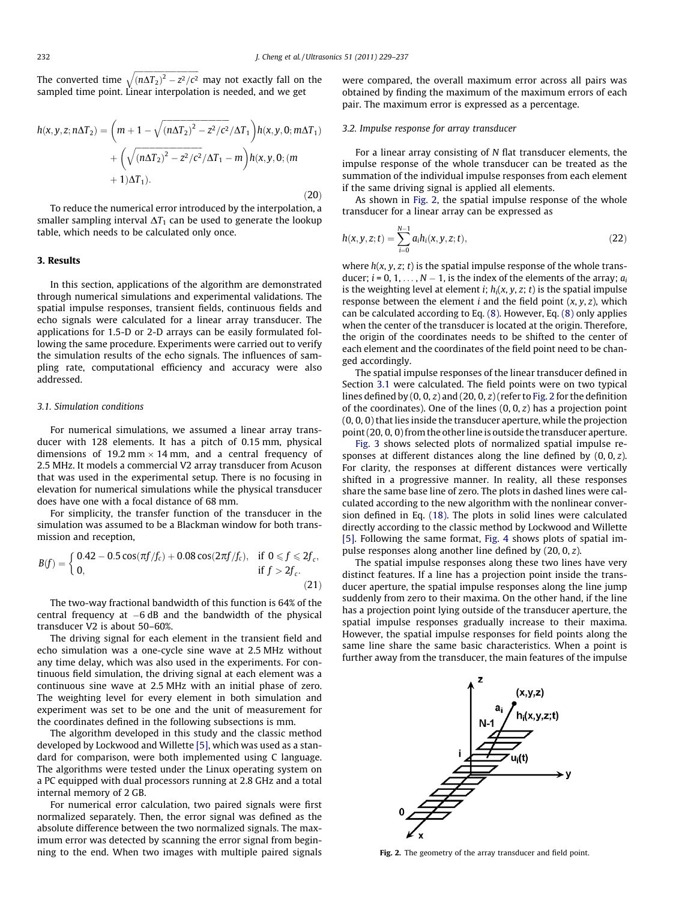The converted time $\sqrt{(n\Delta T_2)^2 - z^2/c^2}$ may not exactly fall on the sampled time point. Linear interpolation is needed, and we get

$$h(x,y,z;n\Delta T_2) = \left(m + 1 - \sqrt{(n\Delta T_2)^2 - z^2/c^2}/\Delta T_1\right) h(x,y,0;m\Delta T_1) + \left(\sqrt{(n\Delta T_2)^2 - z^2/c^2}/\Delta T_1 - m\right) h(x,y,0;(m+1)\Delta T_1). \tag{20}$$

To reduce the numerical error introduced by the interpolation, a smaller sampling interval $\Delta T_1$ can be used to generate the lookup table, which needs to be calculated only once.

## 3. Results

In this section, applications of the algorithm are demonstrated through numerical simulations and experimental validations. The spatial impulse responses, transient fields, continuous fields and echo signals were calculated for a linear array transducer. The applications for 1.5-D or 2-D arrays can be easily formulated following the same procedure. Experiments were carried out to verify the simulation results of the echo signals. The influences of sampling rate, computational efficiency and accuracy were also addressed.

### 3.1. Simulation conditions

For numerical simulations, we assumed a linear array transducer with 128 elements. It has a pitch of 0.15 mm, physical dimensions of 19.2 mm × 14 mm, and a central frequency of 2.5 MHz. It models a commercial V2 array transducer from Acuson that was used in the experimental setup. There is no focusing in elevation for numerical simulations while the physical transducer does have one with a focal distance of 68 mm.

For simplicity, the transfer function of the transducer in the simulation was assumed to be a Blackman window for both transmission and reception,

$$B(f) = \begin{cases} 0.42 - 0.5\cos(\pi f/f_c) + 0.08\cos(2\pi f/f_c), & \text{if } 0 \leqslant f \leqslant 2f_c, \\ 0, & \text{if } f > 2f_c. \end{cases} \tag{21}$$

The two-way fractional bandwidth of this function is 64% of the central frequency at −6 dB and the bandwidth of the physical transducer V2 is about 50–60%.

The driving signal for each element in the transient field and echo simulation was a one-cycle sine wave at 2.5 MHz without any time delay, which was also used in the experiments. For continuous field simulation, the driving signal at each element was a continuous sine wave at 2.5 MHz with an initial phase of zero. The weighting level for every element in both simulation and experiment was set to be one and the unit of measurement for the coordinates defined in the following subsections is mm.

The algorithm developed in this study and the classic method developed by Lockwood and Willette [5], which was used as a standard for comparison, were both implemented using C language. The algorithms were tested under the Linux operating system on a PC equipped with dual processors running at 2.8 GHz and a total internal memory of 2 GB.

For numerical error calculation, two paired signals were first normalized separately. Then, the error signal was defined as the absolute difference between the two normalized signals. The maximum error was detected by scanning the error signal from beginning to the end. When two images with multiple paired signals were compared, the overall maximum error across all pairs was obtained by finding the maximum of the maximum errors of each pair. The maximum error is expressed as a percentage.

### 3.2. Impulse response for array transducer

For a linear array consisting of $N$ flat transducer elements, the impulse response of the whole transducer can be treated as the summation of the individual impulse responses from each element if the same driving signal is applied all elements.

As shown in Fig. 2, the spatial impulse response of the whole transducer for a linear array can be expressed as

$$h(x,y,z;t) = \sum_{i=0}^{N-1} a_i h_i(x,y,z;t), \tag{22}$$

where $h(x, y, z; t)$ is the spatial impulse response of the whole transducer; $i = 0, 1, \ldots, N-1$, is the index of the elements of the array; $a_i$ is the weighting level at element $i$; $h_i(x, y, z; t)$ is the spatial impulse response between the element $i$ and the field point $(x, y, z)$, which can be calculated according to Eq. (8). However, Eq. (8) only applies when the center of the transducer is located at the origin. Therefore, the origin of the coordinates needs to be shifted to the center of each element and the coordinates of the field point need to be changed accordingly.

The spatial impulse responses of the linear transducer defined in Section 3.1 were calculated. The field points were on two typical lines defined by $(0, 0, z)$ and $(20, 0, z)$ (refer to Fig. 2 for the definition of the coordinates). One of the lines $(0, 0, z)$ has a projection point $(0, 0, 0)$ that lies inside the transducer aperture, while the projection point $(20, 0, 0)$ from the other line is outside the transducer aperture. Fig. 3 shows selected plots of normalized spatial impulse responses at different distances along the line defined by $(0, 0, z)$. For clarity, the responses at different distances were vertically shifted in a progressive manner. In reality, all these responses share the same base line of zero. The plots in dashed lines were calculated according to the new algorithm with the nonlinear conversion defined in Eq. (18). The plots in solid lines were calculated directly according to the classic method by Lockwood and Willette [5]. Following the same format, Fig. 4 shows plots of spatial impulse responses along another line defined by $(20, 0, z)$.

The spatial impulse responses along these two lines have very distinct features. If a line has a projection point inside the transducer aperture, the spatial impulse responses along the line jump suddenly from zero to their maxima. On the other hand, if the line has a projection point lying outside of the transducer aperture, the spatial impulse responses gradually increase to their maxima. However, the spatial impulse responses for field points along the same line share the same basic characteristics. When a point is further away from the transducer, the main features of the impulse

Fig. 2. The geometry of the array transducer and field point.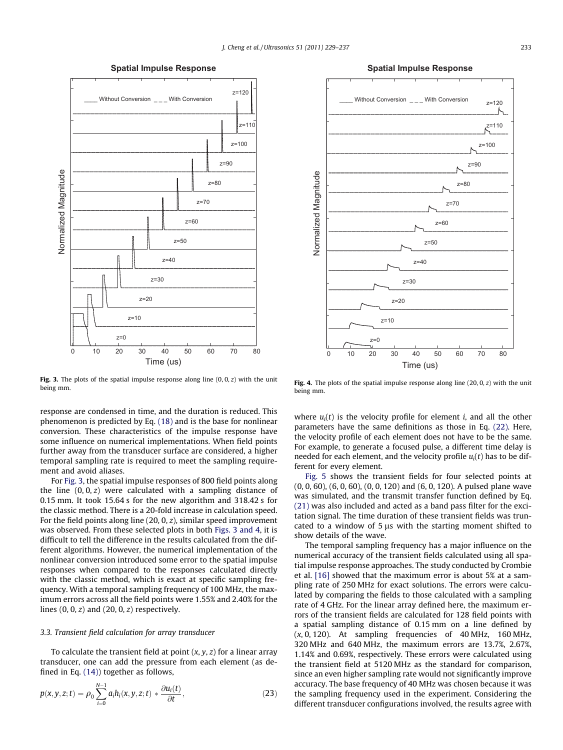**Fig. 3.** The plots of the spatial impulse response along line $(0, 0, z)$ with the unit being mm.

**Fig. 4.** The plots of the spatial impulse response along line $(20, 0, z)$ with the unit being mm.

response are condensed in time, and the duration is reduced. This phenomenon is predicted by Eq. (18) and is the base for nonlinear conversion. These characteristics of the impulse response have some influence on numerical implementations. When field points further away from the transducer surface are considered, a higher temporal sampling rate is required to meet the sampling requirement and avoid aliases.

For Fig. 3, the spatial impulse responses of 800 field points along the line $(0, 0, z)$ were calculated with a sampling distance of 0.15 mm. It took 15.64 s for the new algorithm and 318.42 s for the classic method. There is a 20-fold increase in calculation speed. For the field points along line $(20, 0, z)$, similar speed improvement was observed. From these selected plots in both Figs. 3 and 4, it is difficult to tell the difference in the results calculated from the different algorithms. However, the numerical implementation of the nonlinear conversion introduced some error to the spatial impulse responses when compared to the responses calculated directly with the classic method, which is exact at specific sampling frequency. With a temporal sampling frequency of 100 MHz, the maximum errors across all the field points were 1.55% and 2.40% for the lines $(0, 0, z)$ and $(20, 0, z)$ respectively.

### 3.3. Transient field calculation for array transducer

To calculate the transient field at point $(x, y, z)$ for a linear array transducer, one can add the pressure from each element (as defined in Eq. (14)) together as follows,

$$p(x, y, z; t) = \rho_0 \sum_{i=0}^{N-1} a_i h_i(x, y, z; t) * \frac{\partial u_i(t)}{\partial t}, \tag{23}$$

where $u_i(t)$ is the velocity profile for element $i$, and all the other parameters have the same definitions as those in Eq. (22). Here, the velocity profile of each element does not have to be the same. For example, to generate a focused pulse, a different time delay is needed for each element, and the velocity profile $u_i(t)$ has to be different for every element.

Fig. 5 shows the transient fields for four selected points at (0, 0, 60), (6, 0, 60), (0, 0, 120) and (6, 0, 120). A pulsed plane wave was simulated, and the transmit transfer function defined by Eq. (21) was also included and acted as a band pass filter for the excitation signal. The time duration of these transient fields was truncated to a window of 5 μs with the starting moment shifted to show details of the wave.

The temporal sampling frequency has a major influence on the numerical accuracy of the transient fields calculated using all spatial impulse response approaches. The study conducted by Crombie et al. [16] showed that the maximum error is about 5% at a sampling rate of 250 MHz for exact solutions. The errors were calculated by comparing the fields to those calculated with a sampling rate of 4 GHz. For the linear array defined here, the maximum errors of the transient fields are calculated for 128 field points with a spatial sampling distance of 0.15 mm on a line defined by $(x, 0, 120)$. At sampling frequencies of 40 MHz, 160 MHz, 320 MHz and 640 MHz, the maximum errors are 13.7%, 2.67%, 1.14% and 0.69%, respectively. These errors were calculated using the transient field at 5120 MHz as the standard for comparison, since an even higher sampling rate would not significantly improve accuracy. The base frequency of 40 MHz was chosen because it was the sampling frequency used in the experiment. Considering the different transducer configurations involved, the results agree with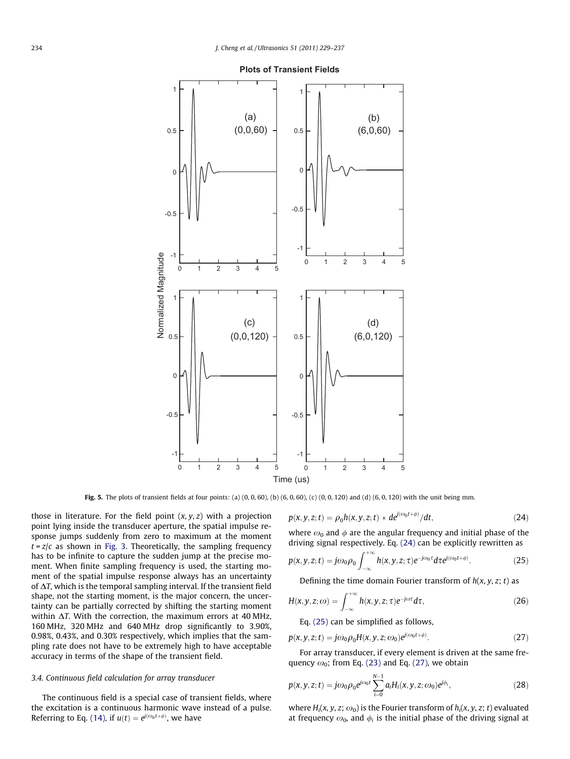Fig. 5. The plots of transient fields at four points: (a) (0, 0, 60), (b) (6, 0, 60), (c) (0, 0, 120) and (d) (6, 0, 120) with the unit being mm.

those in literature. For the field point $(x, y, z)$ with a projection point lying inside the transducer aperture, the spatial impulse response jumps suddenly from zero to maximum at the moment $t = z/c$ as shown in Fig. 3. Theoretically, the sampling frequency has to be infinite to capture the sudden jump at the precise moment. When finite sampling frequency is used, the starting moment of the spatial impulse response always has an uncertainty of $\Delta T$, which is the temporal sampling interval. If the transient field shape, not the starting moment, is the major concern, the uncertainty can be partially corrected by shifting the starting moment within $\Delta T$. With the correction, the maximum errors at 40 MHz, 160 MHz, 320 MHz and 640 MHz drop significantly to 3.90%, 0.98%, 0.43%, and 0.30% respectively, which implies that the sampling rate does not have to be extremely high to have acceptable accuracy in terms of the shape of the transient field.

### 3.4. Continuous field calculation for array transducer

The continuous field is a special case of transient fields, where the excitation is a continuous harmonic wave instead of a pulse. Referring to Eq. (14), if $u(t) = e^{j(\omega_0 t + \phi)}$, we have

$$p(x, y, z; t) = \rho_0 h(x, y, z; t) * de^{j(\omega_0 t + \phi)}/dt, \tag{24}$$

where $\omega_0$ and $\phi$ are the angular frequency and initial phase of the driving signal respectively. Eq. (24) can be explicitly rewritten as

$$p(x, y, z; t) = j\omega_0 \rho_0 \int_{-\infty}^{+\infty} h(x, y, z; \tau) e^{-j\omega_0 \tau} d\tau e^{j(\omega_0 t + \phi)}. \tag{25}$$

Defining the time domain Fourier transform of $h(x, y, z; t)$ as

$$H(x, y, z; \omega) = \int_{-\infty}^{+\infty} h(x, y, z; \tau) e^{-j\omega \tau} d\tau, \tag{26}$$

Eq. (25) can be simplified as follows,

$$p(x, y, z; t) = j\omega_0 \rho_0 H(x, y, z; \omega_0) e^{j(\omega_0 t + \phi)}. \tag{27}$$

For array transducer, if every element is driven at the same frequency $\omega_0$; from Eq. (23) and Eq. (27), we obtain

$$p(x, y, z; t) = j\omega_0 \rho_0 e^{j\omega_0 t} \sum_{i=0}^{N-1} a_i H_i(x, y, z; \omega_0) e^{j\phi_i}, \tag{28}$$

where $H_i(x, y, z; \omega_0)$ is the Fourier transform of $h_i(x, y, z; t)$ evaluated at frequency $\omega_0$, and $\phi_i$ is the initial phase of the driving signal at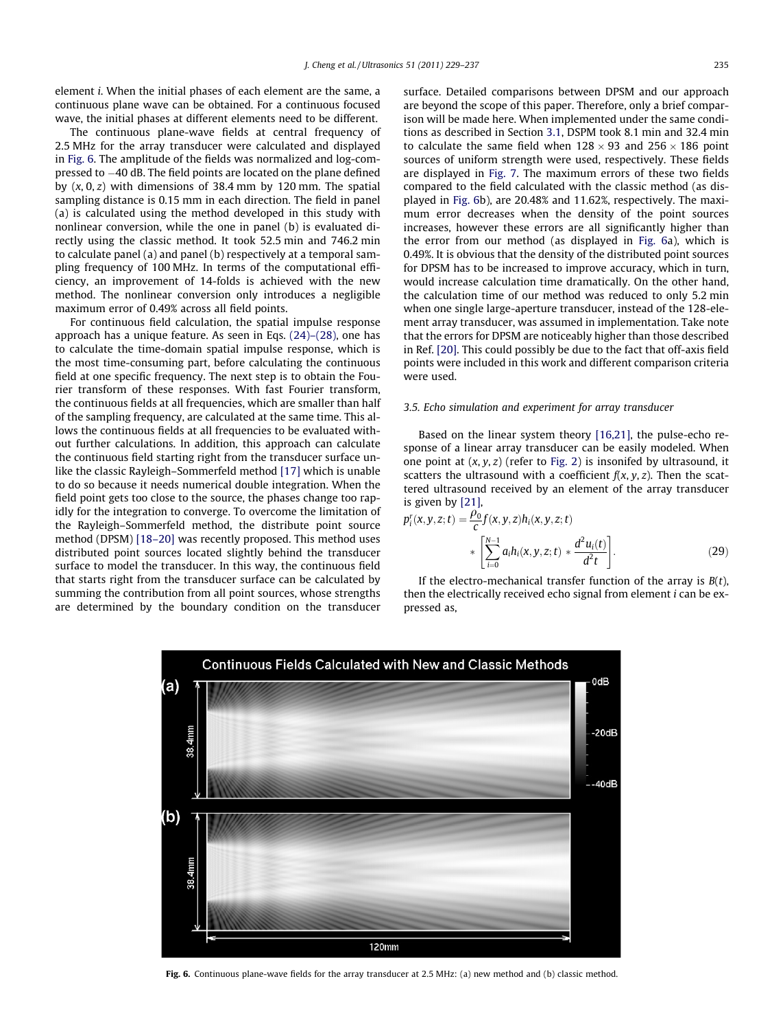element $i$. When the initial phases of each element are the same, a continuous plane wave can be obtained. For a continuous focused wave, the initial phases at different elements need to be different.

The continuous plane-wave fields at central frequency of 2.5 MHz for the array transducer were calculated and displayed in Fig. 6. The amplitude of the fields was normalized and log-compressed to −40 dB. The field points are located on the plane defined by $(x, 0, z)$ with dimensions of 38.4 mm by 120 mm. The spatial sampling distance is 0.15 mm in each direction. The field in panel (a) is calculated using the method developed in this study with nonlinear conversion, while the one in panel (b) is evaluated directly using the classic method. It took 52.5 min and 746.2 min to calculate panel (a) and panel (b) respectively at a temporal sampling frequency of 100 MHz. In terms of the computational efficiency, an improvement of 14-folds is achieved with the new method. The nonlinear conversion only introduces a negligible maximum error of 0.49% across all field points.

For continuous field calculation, the spatial impulse response approach has a unique feature. As seen in Eqs. (24)–(28), one has to calculate the time-domain spatial impulse response, which is the most time-consuming part, before calculating the continuous field at one specific frequency. The next step is to obtain the Fourier transform of these responses. With fast Fourier transform, the continuous fields at all frequencies, which are smaller than half of the sampling frequency, are calculated at the same time. This allows the continuous fields at all frequencies to be evaluated without further calculations. In addition, this approach can calculate the continuous field starting right from the transducer surface unlike the classic Rayleigh–Sommerfeld method [17] which is unable to do so because it needs numerical double integration. When the field point gets too close to the source, the phases change too rapidly for the integration to converge. To overcome the limitation of the Rayleigh–Sommerfeld method, the distribute point source method (DPSM) [18–20] was recently proposed. This method uses distributed point sources located slightly behind the transducer surface to model the transducer. In this way, the continuous field that starts right from the transducer surface can be calculated by summing the contribution from all point sources, whose strengths are determined by the boundary condition on the transducer surface. Detailed comparisons between DPSM and our approach are beyond the scope of this paper. Therefore, only a brief comparison will be made here. When implemented under the same conditions as described in Section 3.1, DSPM took 8.1 min and 32.4 min to calculate the same field when $128 \times 93$ and $256 \times 186$ point sources of uniform strength were used, respectively. These fields are displayed in Fig. 7. The maximum errors of these two fields compared to the field calculated with the classic method (as displayed in Fig. 6b), are 20.48% and 11.62%, respectively. The maximum error decreases when the density of the point sources increases, however these errors are all significantly higher than the error from our method (as displayed in Fig. 6a), which is 0.49%. It is obvious that the density of the distributed point sources for DPSM has to be increased to improve accuracy, which in turn, would increase calculation time dramatically. On the other hand, the calculation time of our method was reduced to only 5.2 min when one single large-aperture transducer, instead of the 128-element array transducer, was assumed in implementation. Take note that the errors for DPSM are noticeably higher than those described in Ref. [20]. This could possibly be due to the fact that off-axis field points were included in this work and different comparison criteria were used.

### 3.5. Echo simulation and experiment for array transducer

Based on the linear system theory [16,21], the pulse-echo response of a linear array transducer can be easily modeled. When one point at $(x, y, z)$ (refer to Fig. 2) is insonifed by ultrasound, it scatters the ultrasound with a coefficient $f(x, y, z)$. Then the scattered ultrasound received by an element of the array transducer is given by [21],

$$p_i^r(x,y,z;t) = \frac{\rho_0}{c} f(x,y,z) h_i(x,y,z;t) * \left[ \sum_{i=0}^{N-1} a_i h_i(x,y,z;t) * \frac{d^2 u_i(t)}{d^2 t} \right]. \tag{29}$$

If the electro-mechanical transfer function of the array is $B(t)$, then the electrically received echo signal from element $i$ can be expressed as,

Fig. 6. Continuous plane-wave fields for the array transducer at 2.5 MHz: (a) new method and (b) classic method.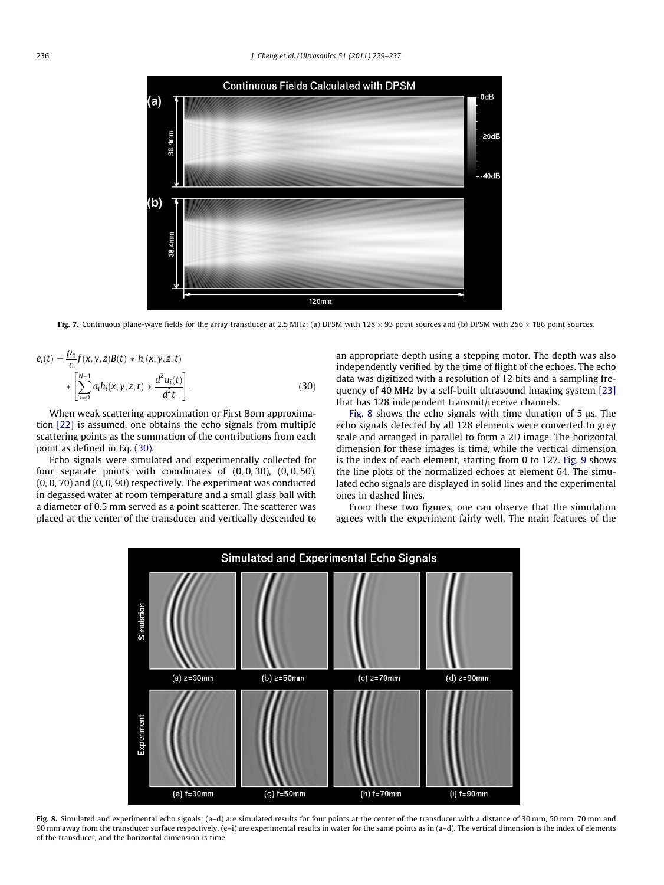Fig. 7. Continuous plane-wave fields for the array transducer at 2.5 MHz: (a) DPSM with 128 × 93 point sources and (b) DPSM with 256 × 186 point sources.

$$e_i(t) = \frac{\rho_0}{c} f(x,y,z) B(t) * h_i(x,y,z;t) * \left[ \sum_{i=0}^{N-1} a_i h_i(x,y,z;t) * \frac{d^2 u_i(t)}{d^2 t} \right]. \tag{30}$$

When weak scattering approximation or First Born approximation [22] is assumed, one obtains the echo signals from multiple scattering points as the summation of the contributions from each point as defined in Eq. (30).

Echo signals were simulated and experimentally collected for four separate points with coordinates of (0, 0, 30), (0, 0, 50), (0, 0, 70) and (0, 0, 90) respectively. The experiment was conducted in degassed water at room temperature and a small glass ball with a diameter of 0.5 mm served as a point scatterer. The scatterer was placed at the center of the transducer and vertically descended to an appropriate depth using a stepping motor. The depth was also independently verified by the time of flight of the echoes. The echo data was digitized with a resolution of 12 bits and a sampling frequency of 40 MHz by a self-built ultrasound imaging system [23] that has 128 independent transmit/receive channels.

Fig. 8 shows the echo signals with time duration of 5 μs. The echo signals detected by all 128 elements were converted to grey scale and arranged in parallel to form a 2D image. The horizontal dimension for these images is time, while the vertical dimension is the index of each element, starting from 0 to 127. Fig. 9 shows the line plots of the normalized echoes at element 64. The simulated echo signals are displayed in solid lines and the experimental ones in dashed lines.

From these two figures, one can observe that the simulation agrees with the experiment fairly well. The main features of the

Fig. 8. Simulated and experimental echo signals: (a–d) are simulated results for four points at the center of the transducer with a distance of 30 mm, 50 mm, 70 mm and 90 mm away from the transducer surface respectively. (e–i) are experimental results in water for the same points as in (a–d). The vertical dimension is the index of elements of the transducer, and the horizontal dimension is time.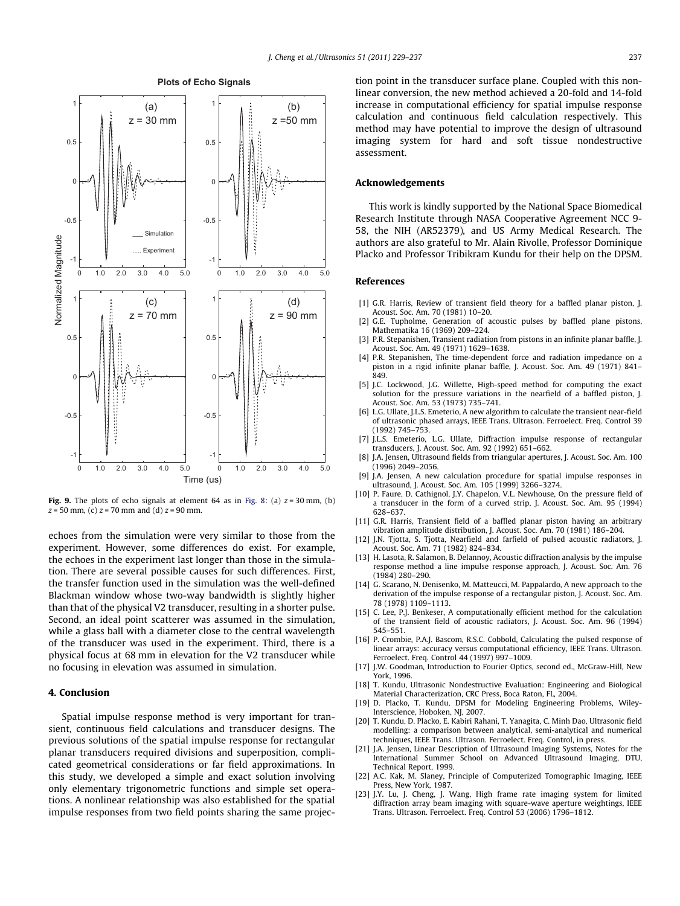Plots of Echo Signals

(a) z = 30 mm

(b) z =50 mm

(c) z = 70 mm

(d) z = 90 mm

Normalized Magnitude

Time (us)

___ Simulation

..... Experiment

1, 0.5, 0, -0.5, -1

0, 1.0, 2.0, 3.0, 4.0, 5.0

**Fig. 9.** The plots of echo signals at element 64 as in Fig. 8: (a) $z = 30$ mm, (b) $z = 50$ mm, (c) $z = 70$ mm and (d) $z = 90$ mm.

echoes from the simulation were very similar to those from the experiment. However, some differences do exist. For example, the echoes in the experiment last longer than those in the simulation. There are several possible causes for such differences. First, the transfer function used in the simulation was the well-defined Blackman window whose two-way bandwidth is slightly higher than that of the physical V2 transducer, resulting in a shorter pulse. Second, an ideal point scatterer was assumed in the simulation, while a glass ball with a diameter close to the central wavelength of the transducer was used in the experiment. Third, there is a physical focus at 68 mm in elevation for the V2 transducer while no focusing in elevation was assumed in simulation.

## 4. Conclusion

Spatial impulse response method is very important for transient, continuous field calculations and transducer designs. The previous solutions of the spatial impulse response for rectangular planar transducers required divisions and superposition, complicated geometrical considerations or far field approximations. In this study, we developed a simple and exact solution involving only elementary trigonometric functions and simple set operations. A nonlinear relationship was also established for the spatial impulse responses from two field points sharing the same projection point in the transducer surface plane. Coupled with this nonlinear conversion, the new method achieved a 20-fold and 14-fold increase in computational efficiency for spatial impulse response calculation and continuous field calculation respectively. This method may have potential to improve the design of ultrasound imaging system for hard and soft tissue nondestructive assessment.

## Acknowledgements

This work is kindly supported by the National Space Biomedical Research Institute through NASA Cooperative Agreement NCC 9-58, the NIH (AR52379), and US Army Medical Research. The authors are also grateful to Mr. Alain Rivolle, Professor Dominique Placko and Professor Tribikram Kundu for their help on the DPSM.

## References

[1] G.R. Harris, Review of transient field theory for a baffled planar piston, J. Acoust. Soc. Am. 70 (1981) 10–20.

[2] G.E. Tupholme, Generation of acoustic pulses by baffled plane pistons, Mathematika 16 (1969) 209–224.

[3] P.R. Stepanishen, Transient radiation from pistons in an infinite planar baffle, J. Acoust. Soc. Am. 49 (1971) 1629–1638.

[4] P.R. Stepanishen, The time-dependent force and radiation impedance on a piston in a rigid infinite planar baffle, J. Acoust. Soc. Am. 49 (1971) 841–849.

[5] J.C. Lockwood, J.G. Willette, High-speed method for computing the exact solution for the pressure variations in the nearfield of a baffled piston, J. Acoust. Soc. Am. 53 (1973) 735–741.

[6] L.G. Ullate, J.L.S. Emeterio, A new algorithm to calculate the transient near-field of ultrasonic phased arrays, IEEE Trans. Ultrason. Ferroelect. Freq. Control 39 (1992) 745–753.

[7] J.L.S. Emeterio, L.G. Ullate, Diffraction impulse response of rectangular transducers, J. Acoust. Soc. Am. 92 (1992) 651–662.

[8] J.A. Jensen, Ultrasound fields from triangular apertures, J. Acoust. Soc. Am. 100 (1996) 2049–2056.

[9] J.A. Jensen, A new calculation procedure for spatial impulse responses in ultrasound, J. Acoust. Soc. Am. 105 (1999) 3266–3274.

[10] P. Faure, D. Cathignol, J.Y. Chapelon, V.L. Newhouse, On the pressure field of a transducer in the form of a curved strip, J. Acoust. Soc. Am. 95 (1994) 628–637.

[11] G.R. Harris, Transient field of a baffled planar piston having an arbitrary vibration amplitude distribution, J. Acoust. Soc. Am. 70 (1981) 186–204.

[12] J.N. Tjotta, S. Tjotta, Nearfield and farfield of pulsed acoustic radiators, J. Acoust. Soc. Am. 71 (1982) 824–834.

[13] H. Lasota, R. Salamon, B. Delannoy, Acoustic diffraction analysis by the impulse response method a line impulse response approach, J. Acoust. Soc. Am. 76 (1984) 280–290.

[14] G. Scarano, N. Denisenko, M. Matteucci, M. Pappalardo, A new approach to the derivation of the impulse response of a rectangular piston, J. Acoust. Soc. Am. 78 (1978) 1109–1113.

[15] C. Lee, P.J. Benkeser, A computationally efficient method for the calculation of the transient field of acoustic radiators, J. Acoust. Soc. Am. 96 (1994) 545–551.

[16] P. Crombie, P.A.J. Bascom, R.S.C. Cobbold, Calculating the pulsed response of linear arrays: accuracy versus computational efficiency, IEEE Trans. Ultrason. Ferroelect. Freq. Control 44 (1997) 997–1009.

[17] J.W. Goodman, Introduction to Fourier Optics, second ed., McGraw-Hill, New York, 1996.

[18] T. Kundu, Ultrasonic Nondestructive Evaluation: Engineering and Biological Material Characterization, CRC Press, Boca Raton, FL, 2004.

[19] D. Placko, T. Kundu, DPSM for Modeling Engineering Problems, Wiley-Interscience, Hoboken, NJ, 2007.

[20] T. Kundu, D. Placko, E. Kabiri Rahani, T. Yanagita, C. Minh Dao, Ultrasonic field modelling: a comparison between analytical, semi-analytical and numerical techniques, IEEE Trans. Ultrason. Ferroelect. Freq. Control, in press.

[21] J.A. Jensen, Linear Description of Ultrasound Imaging Systems, Notes for the International Summer School on Advanced Ultrasound Imaging, DTU, Technical Report, 1999.

[22] A.C. Kak, M. Slaney, Principle of Computerized Tomographic Imaging, IEEE Press, New York, 1987.

[23] J.Y. Lu, J. Cheng, J. Wang, High frame rate imaging system for limited diffraction array beam imaging with square-wave aperture weightings, IEEE Trans. Ultrason. Ferroelect. Freq. Control 53 (2006) 1796–1812.